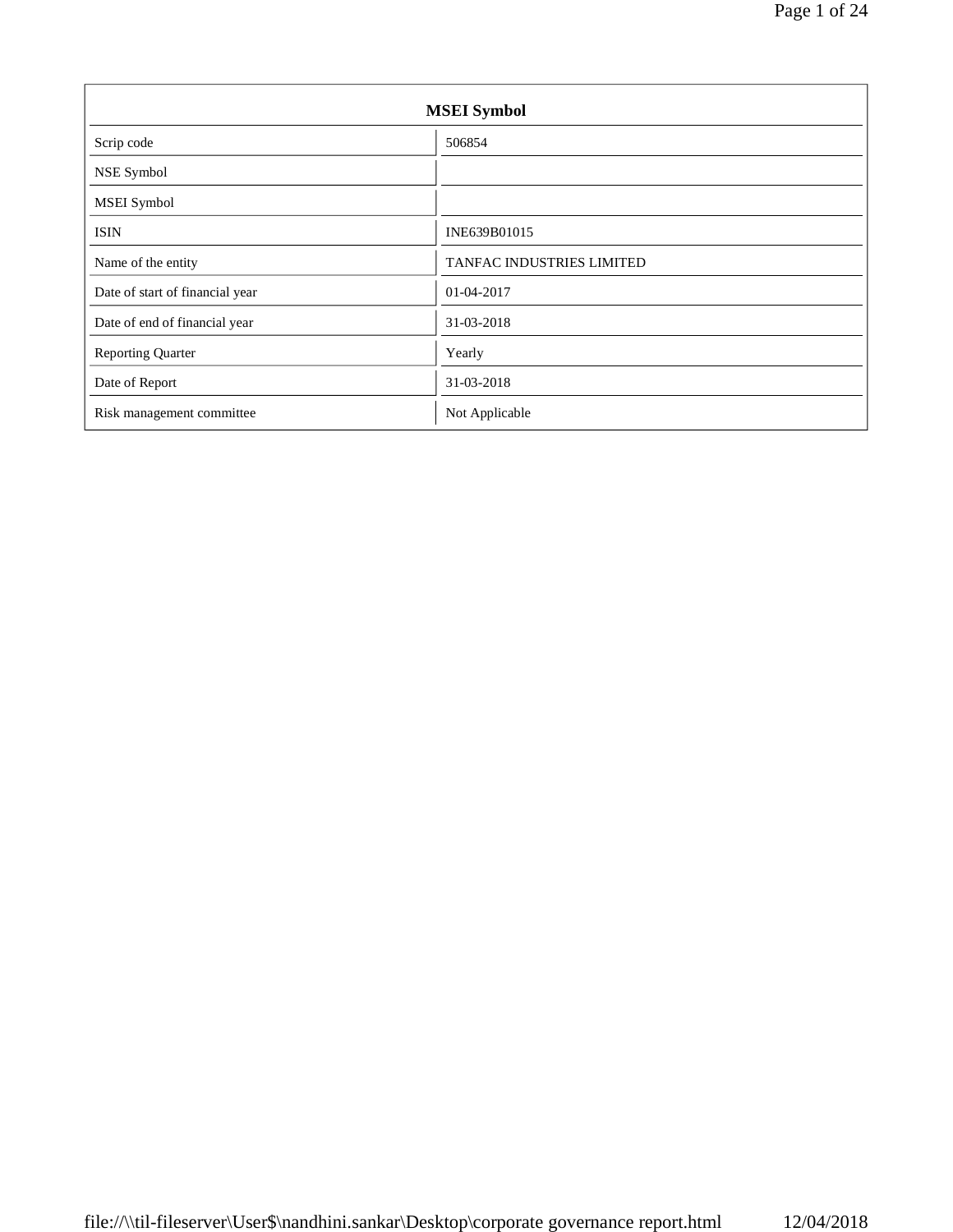| MSEI Symbol | |
|---|---|
| Scrip code | 506854 |
| NSE Symbol | |
| MSEI Symbol | |
| ISIN | INE639B01015 |
| Name of the entity | TANFAC INDUSTRIES LIMITED |
| Date of start of financial year | 01-04-2017 |
| Date of end of financial year | 31-03-2018 |
| Reporting Quarter | Yearly |
| Date of Report | 31-03-2018 |
| Risk management committee | Not Applicable |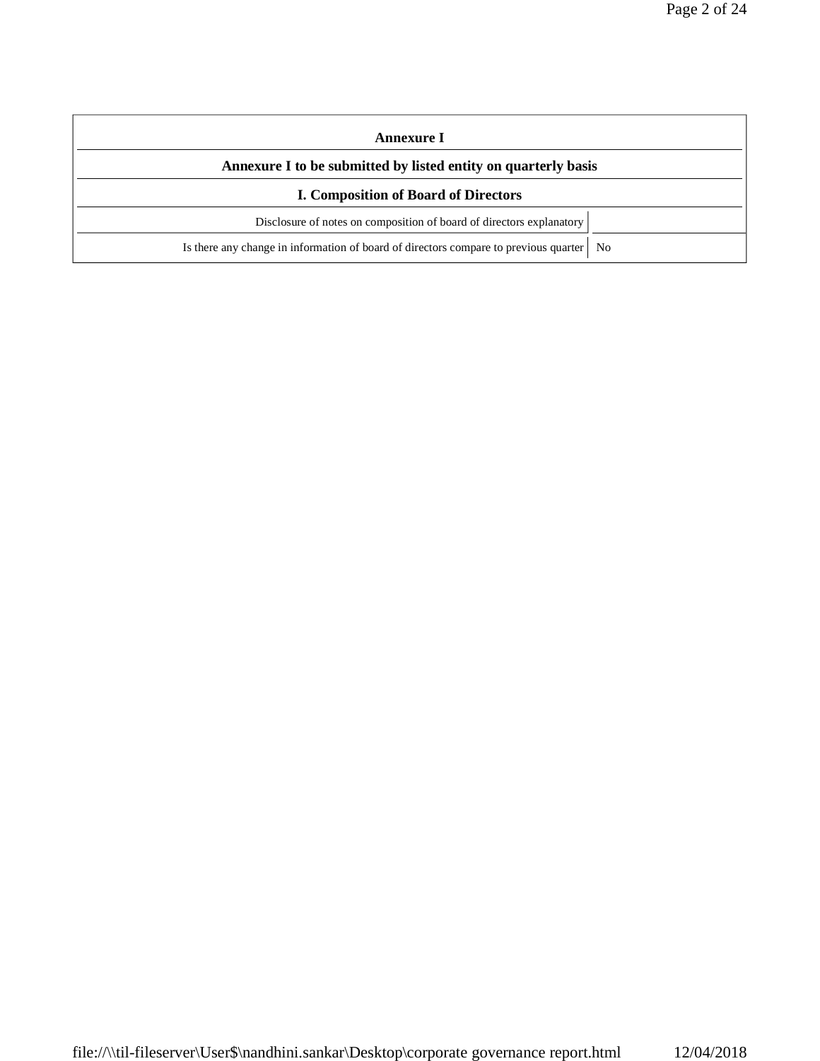## Annexure I

### Annexure I to be submitted by listed entity on quarterly basis

### I. Composition of Board of Directors

| | |
|---|---|
| Disclosure of notes on composition of board of directors explanatory | |
| Is there any change in information of board of directors compare to previous quarter | No |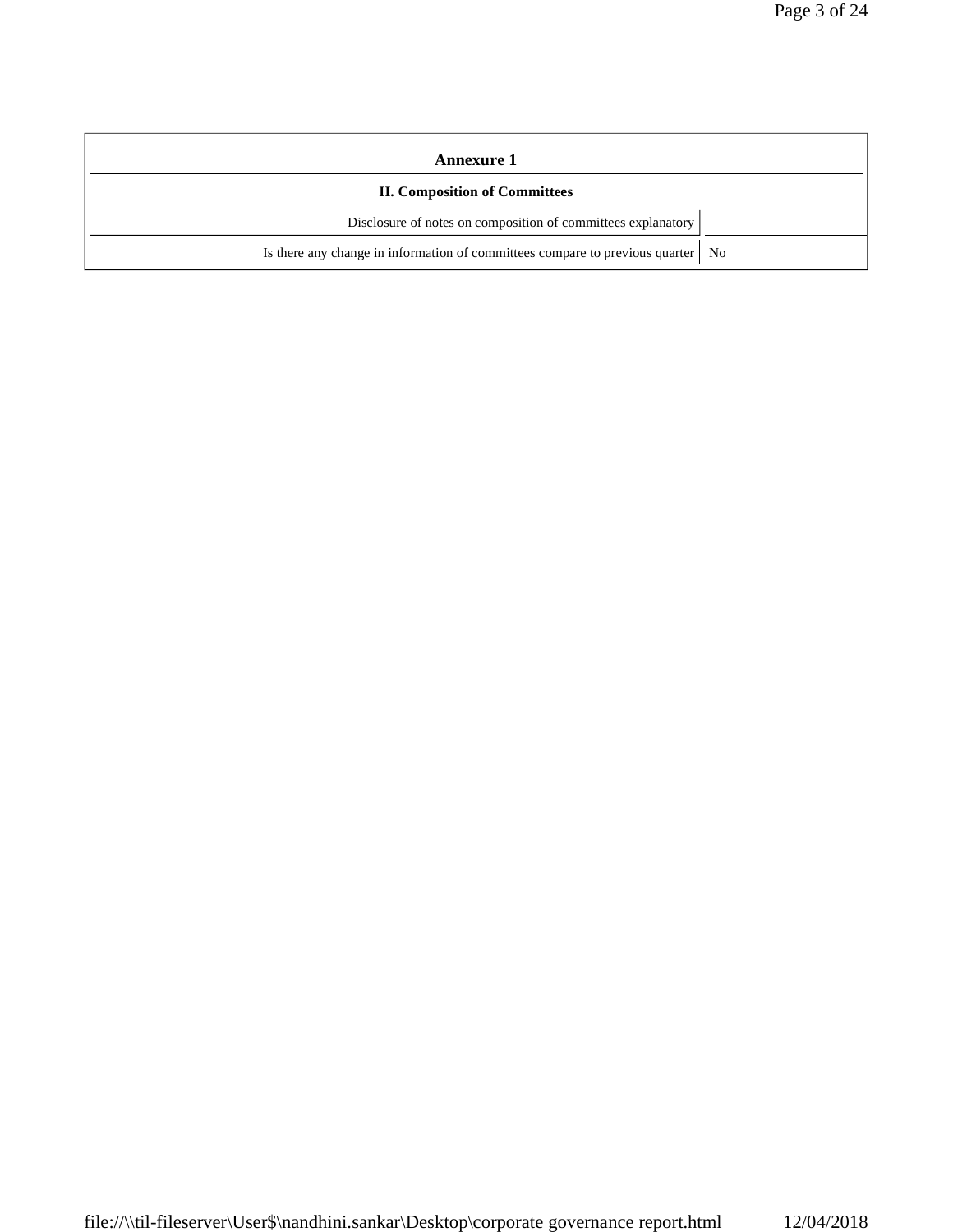| Annexure 1 | |
|---|---|
| **II. Composition of Committees** | |
| Disclosure of notes on composition of committees explanatory | |
| Is there any change in information of committees compare to previous quarter | No |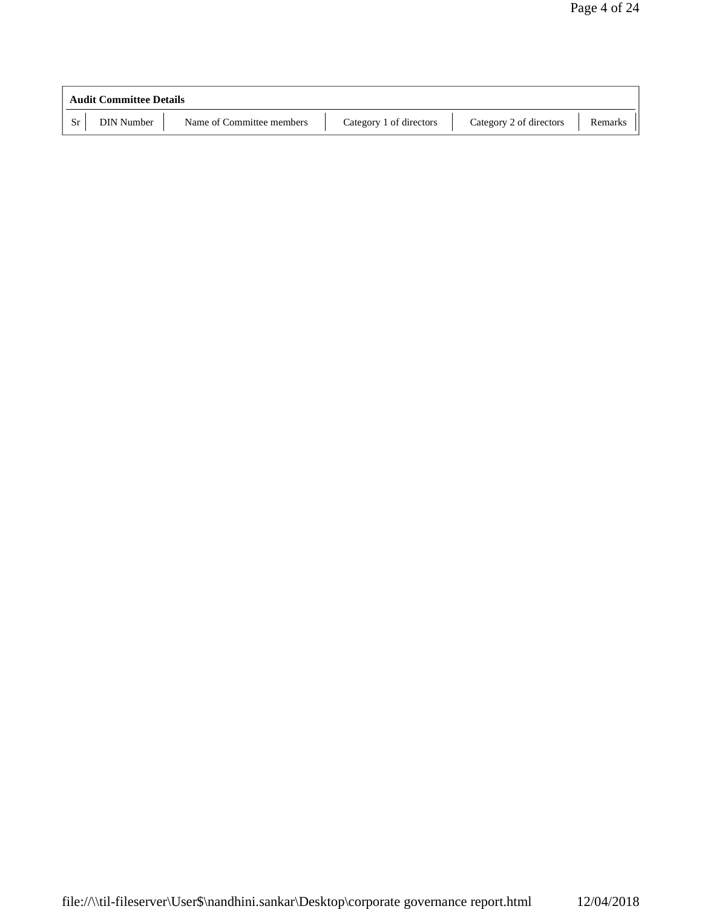**Audit Committee Details**

| Sr | DIN Number | Name of Committee members | Category 1 of directors | Category 2 of directors | Remarks |
|---|---|---|---|---|---|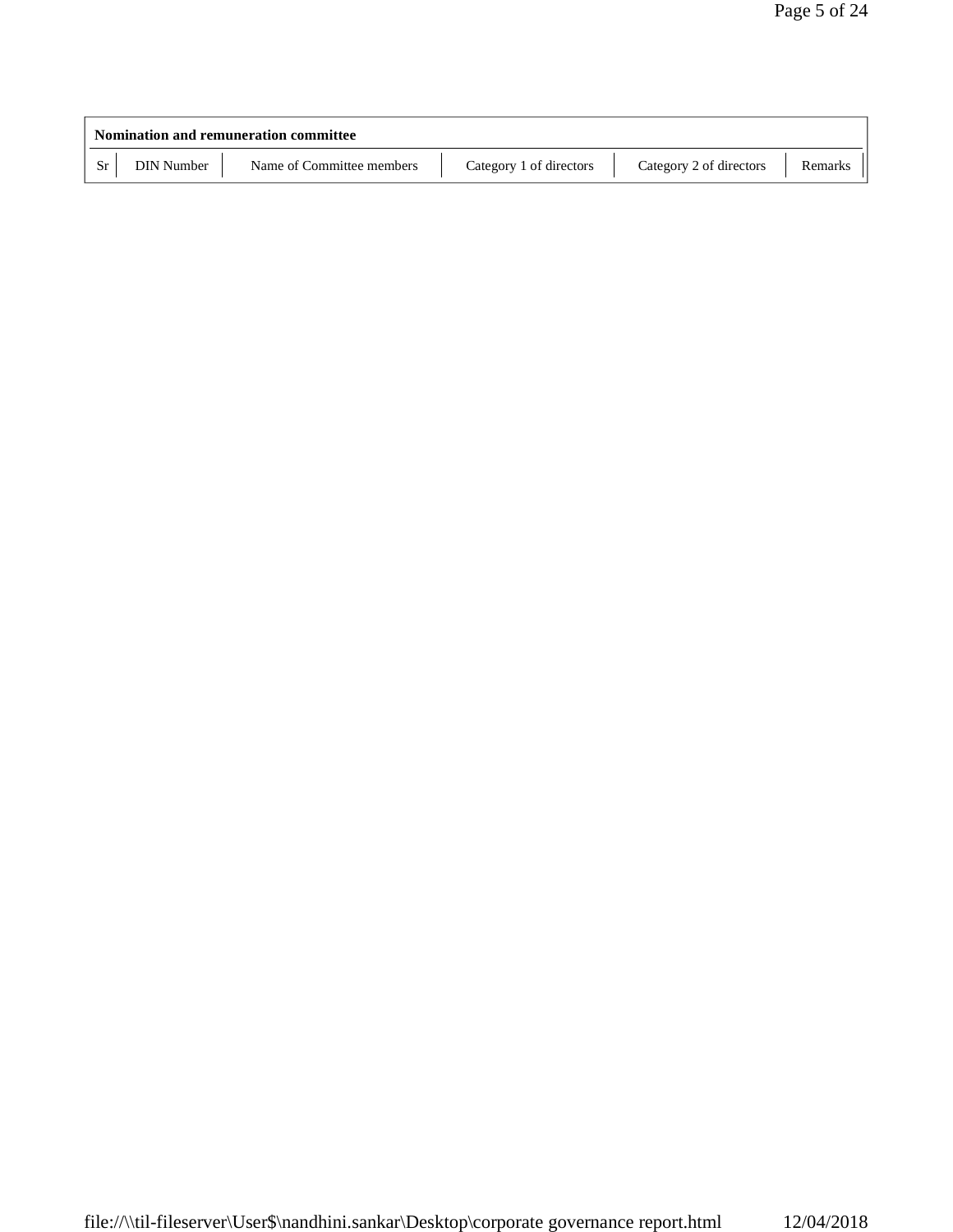**Nomination and remuneration committee**

| Sr | DIN Number | Name of Committee members | Category 1 of directors | Category 2 of directors | Remarks |
|---|---|---|---|---|---|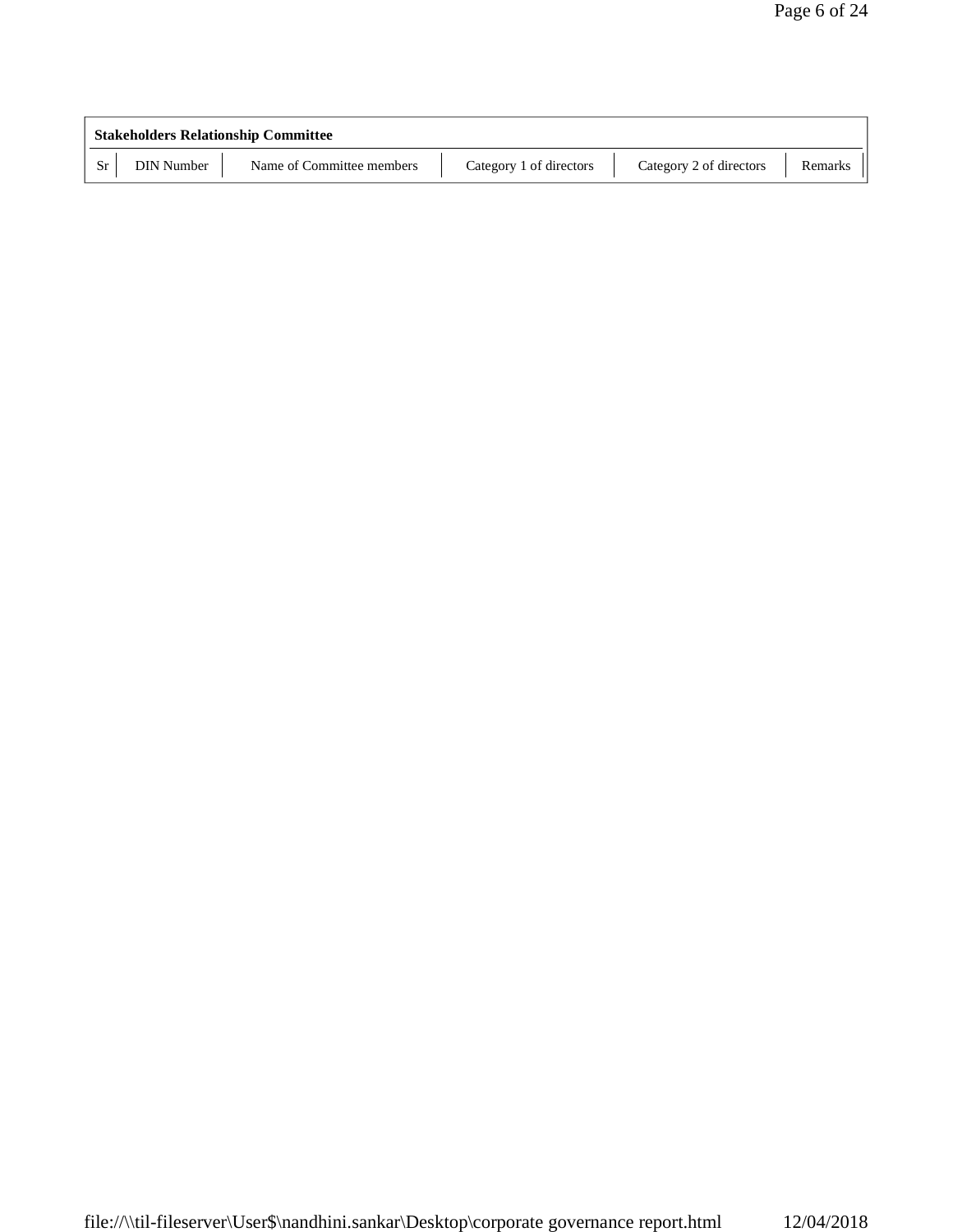| Stakeholders Relationship Committee | | | | | |
|---|---|---|---|---|---|
| Sr | DIN Number | Name of Committee members | Category 1 of directors | Category 2 of directors | Remarks |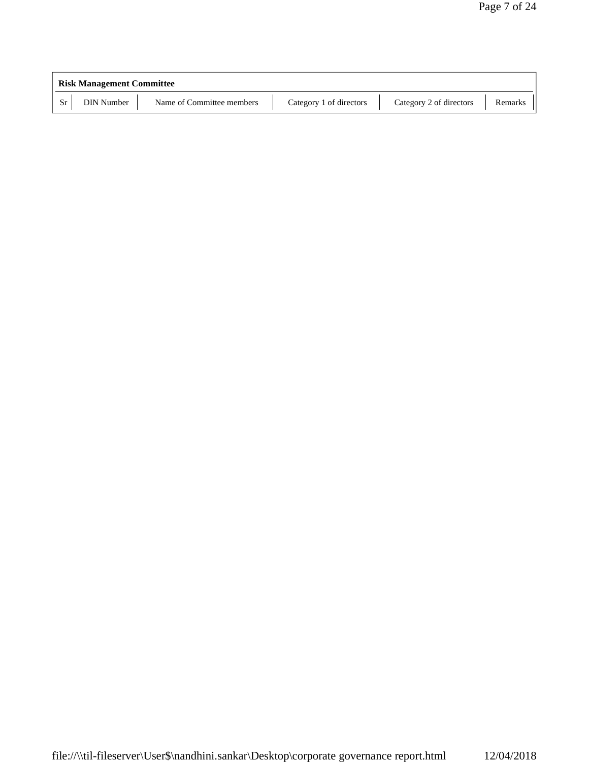| Risk Management Committee | | | | | |
| --- | --- | --- | --- | --- | --- |
| Sr | DIN Number | Name of Committee members | Category 1 of directors | Category 2 of directors | Remarks |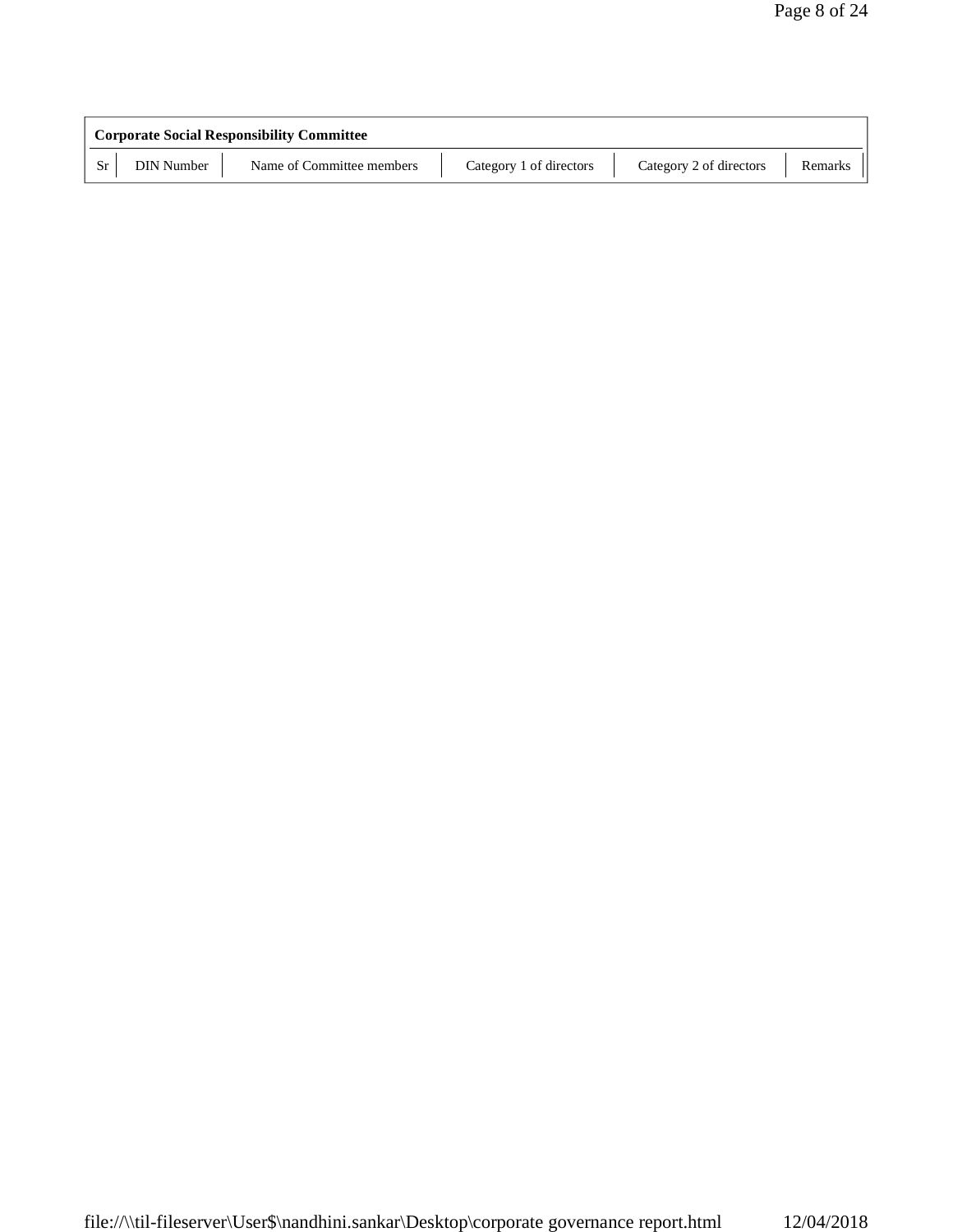**Corporate Social Responsibility Committee**

| Sr | DIN Number | Name of Committee members | Category 1 of directors | Category 2 of directors | Remarks |
|---|---|---|---|---|---|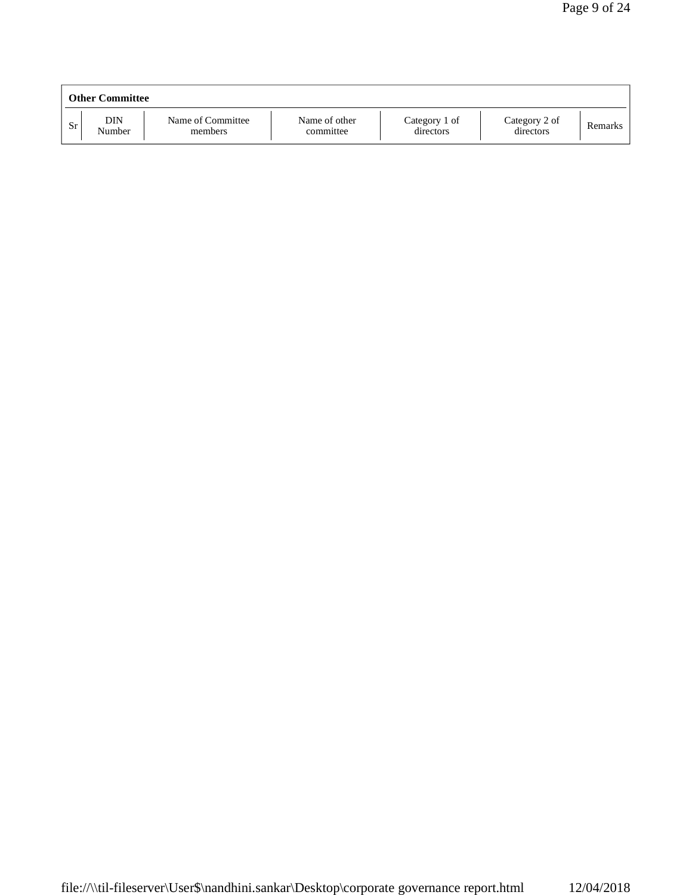| Other Committee | | | | | | |
|---|---|---|---|---|---|---|
| Sr | DIN Number | Name of Committee members | Name of other committee | Category 1 of directors | Category 2 of directors | Remarks |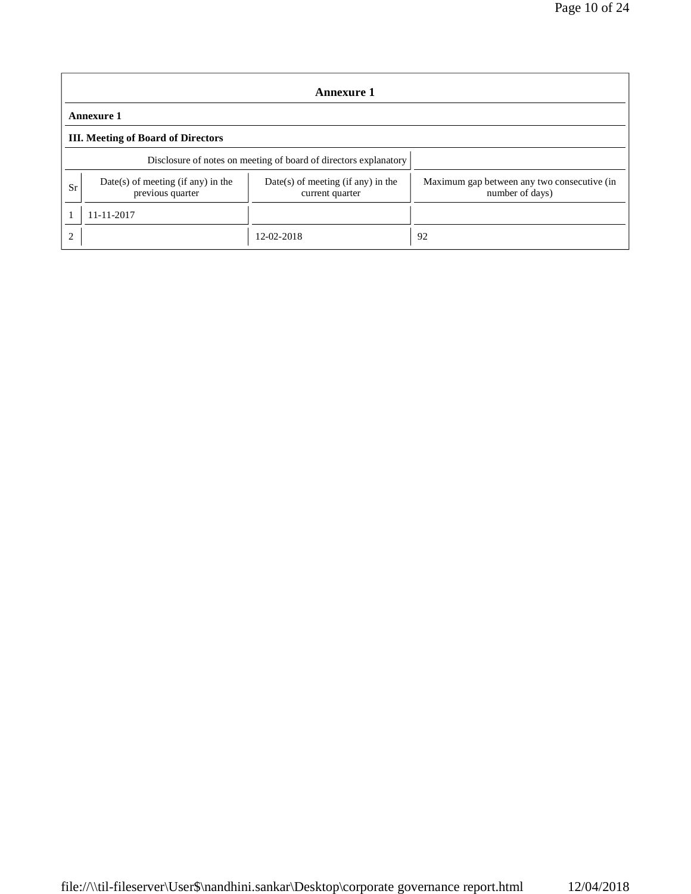## Annexure 1

### Annexure 1

### III. Meeting of Board of Directors

| Disclosure of notes on meeting of board of directors explanatory | | | |
|---|---|---|---|
| **Sr** | **Date(s) of meeting (if any) in the previous quarter** | **Date(s) of meeting (if any) in the current quarter** | **Maximum gap between any two consecutive (in number of days)** |
| 1 | 11-11-2017 | | |
| 2 | | 12-02-2018 | 92 |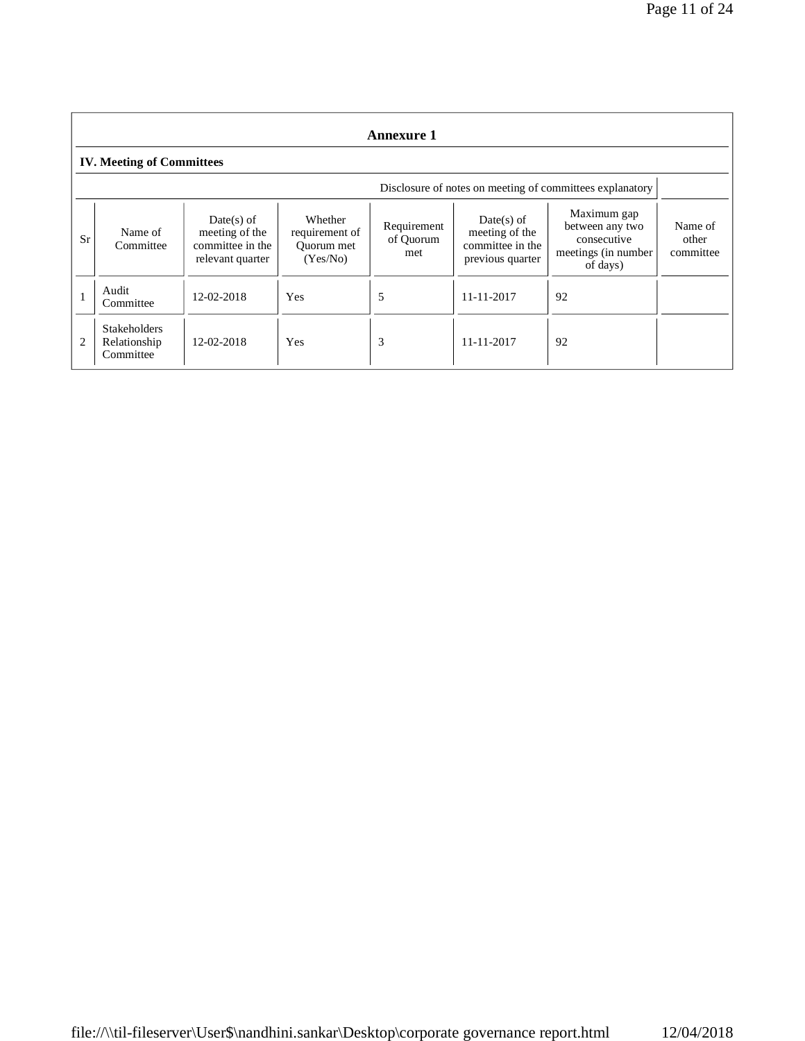## Annexure 1

### IV. Meeting of Committees

Disclosure of notes on meeting of committees explanatory

| Sr | Name of Committee | Date(s) of meeting of the committee in the relevant quarter | Whether requirement of Quorum met (Yes/No) | Requirement of Quorum met | Date(s) of meeting of the committee in the previous quarter | Maximum gap between any two consecutive meetings (in number of days) | Name of other committee |
|---|---|---|---|---|---|---|---|
| 1 | Audit Committee | 12-02-2018 | Yes | 5 | 11-11-2017 | 92 | |
| 2 | Stakeholders Relationship Committee | 12-02-2018 | Yes | 3 | 11-11-2017 | 92 | |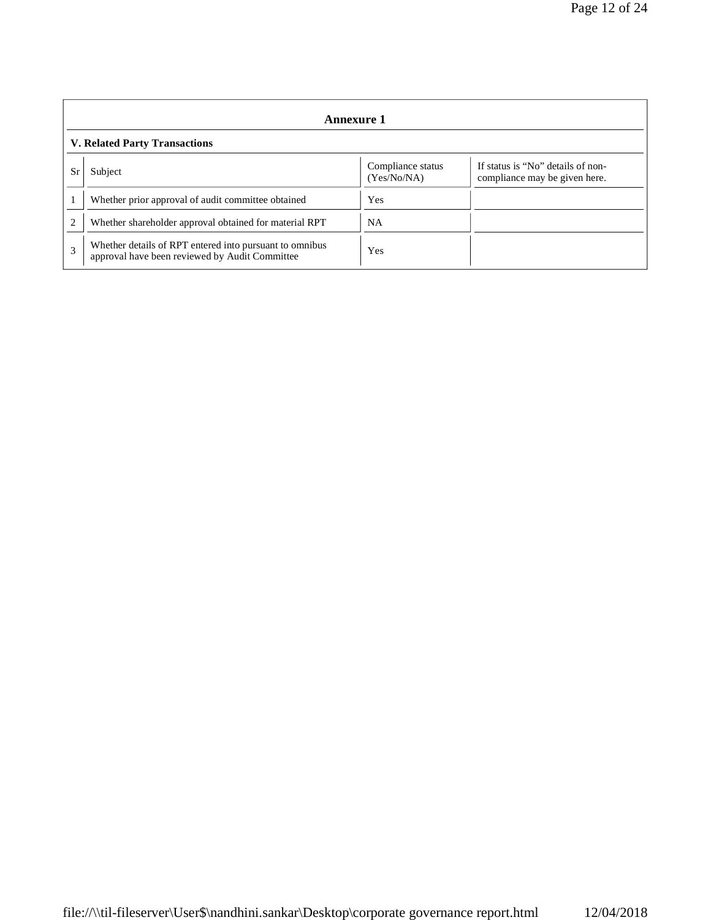## Annexure 1

### V. Related Party Transactions

| Sr | Subject | Compliance status (Yes/No/NA) | If status is "No" details of non-compliance may be given here. |
|---|---|---|---|
| 1 | Whether prior approval of audit committee obtained | Yes | |
| 2 | Whether shareholder approval obtained for material RPT | NA | |
| 3 | Whether details of RPT entered into pursuant to omnibus approval have been reviewed by Audit Committee | Yes | |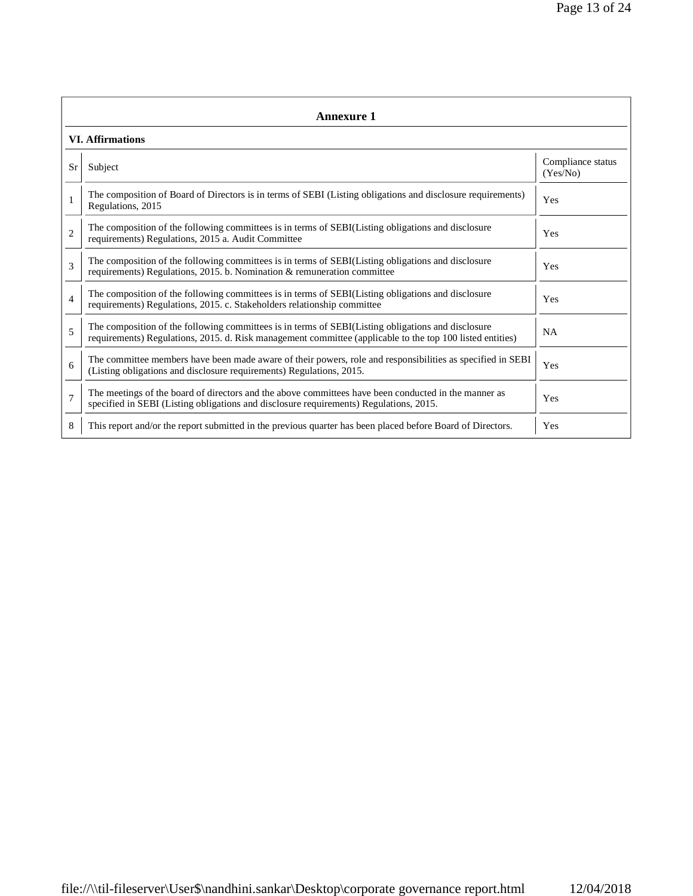## Annexure 1

### VI. Affirmations

| Sr | Subject | Compliance status (Yes/No) |
|---|---|---|
| 1 | The composition of Board of Directors is in terms of SEBI (Listing obligations and disclosure requirements) Regulations, 2015 | Yes |
| 2 | The composition of the following committees is in terms of SEBI(Listing obligations and disclosure requirements) Regulations, 2015 a. Audit Committee | Yes |
| 3 | The composition of the following committees is in terms of SEBI(Listing obligations and disclosure requirements) Regulations, 2015. b. Nomination & remuneration committee | Yes |
| 4 | The composition of the following committees is in terms of SEBI(Listing obligations and disclosure requirements) Regulations, 2015. c. Stakeholders relationship committee | Yes |
| 5 | The composition of the following committees is in terms of SEBI(Listing obligations and disclosure requirements) Regulations, 2015. d. Risk management committee (applicable to the top 100 listed entities) | NA |
| 6 | The committee members have been made aware of their powers, role and responsibilities as specified in SEBI (Listing obligations and disclosure requirements) Regulations, 2015. | Yes |
| 7 | The meetings of the board of directors and the above committees have been conducted in the manner as specified in SEBI (Listing obligations and disclosure requirements) Regulations, 2015. | Yes |
| 8 | This report and/or the report submitted in the previous quarter has been placed before Board of Directors. | Yes |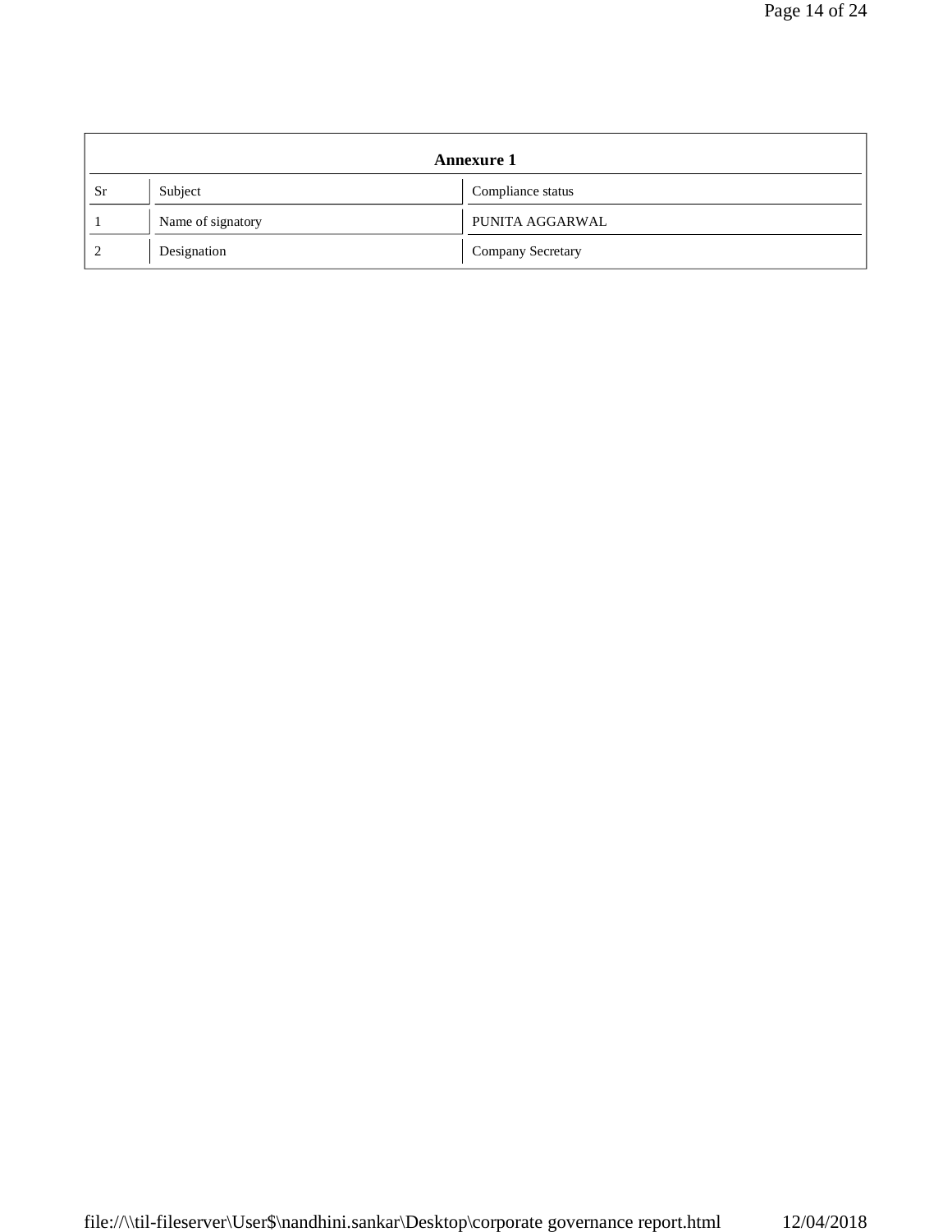| Annexure 1 | | |
|---|---|---|
| Sr | Subject | Compliance status |
| 1 | Name of signatory | PUNITA AGGARWAL |
| 2 | Designation | Company Secretary |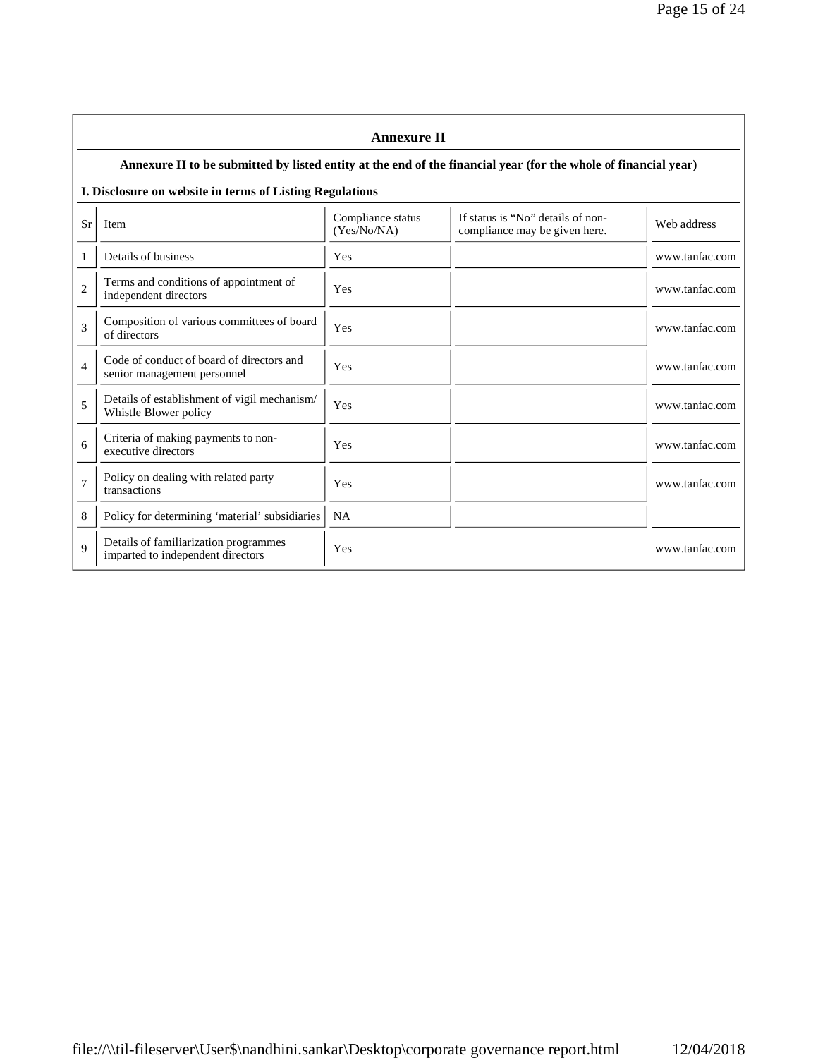## Annexure II

### Annexure II to be submitted by listed entity at the end of the financial year (for the whole of financial year)

### I. Disclosure on website in terms of Listing Regulations

| Sr | Item | Compliance status (Yes/No/NA) | If status is "No" details of non-compliance may be given here. | Web address |
|---|---|---|---|---|
| 1 | Details of business | Yes | | www.tanfac.com |
| 2 | Terms and conditions of appointment of independent directors | Yes | | www.tanfac.com |
| 3 | Composition of various committees of board of directors | Yes | | www.tanfac.com |
| 4 | Code of conduct of board of directors and senior management personnel | Yes | | www.tanfac.com |
| 5 | Details of establishment of vigil mechanism/ Whistle Blower policy | Yes | | www.tanfac.com |
| 6 | Criteria of making payments to non-executive directors | Yes | | www.tanfac.com |
| 7 | Policy on dealing with related party transactions | Yes | | www.tanfac.com |
| 8 | Policy for determining 'material' subsidiaries | NA | | |
| 9 | Details of familiarization programmes imparted to independent directors | Yes | | www.tanfac.com |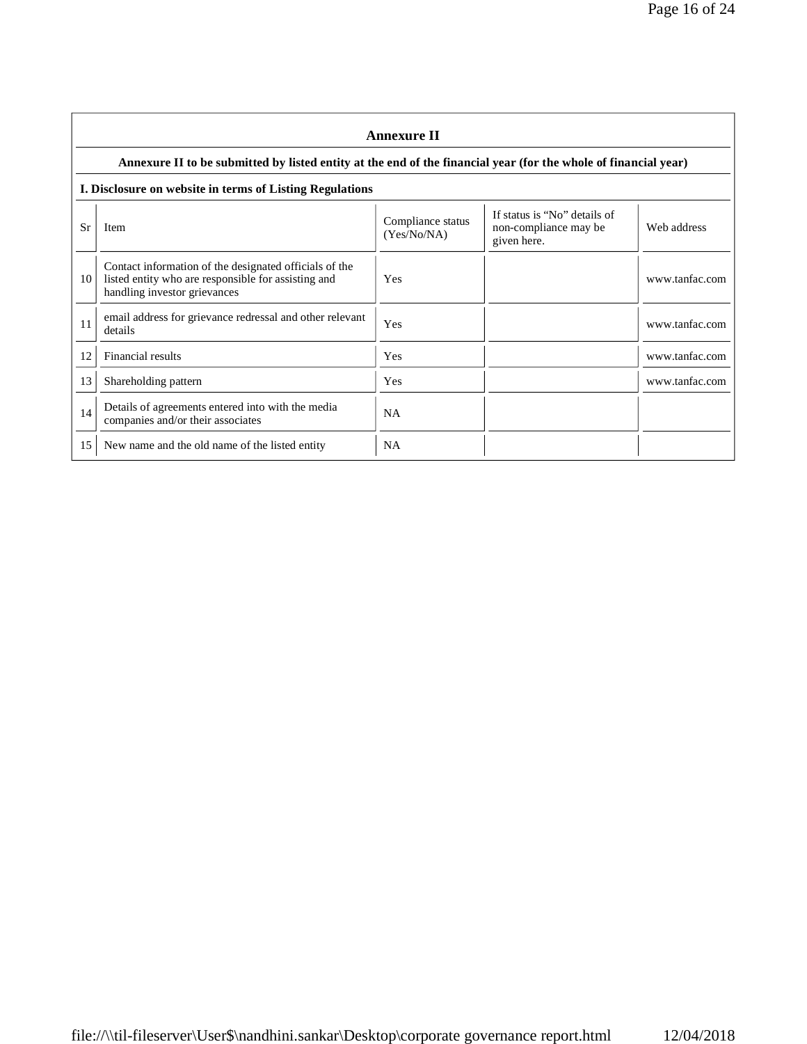## Annexure II

### Annexure II to be submitted by listed entity at the end of the financial year (for the whole of financial year)

**I. Disclosure on website in terms of Listing Regulations**

| Sr | Item | Compliance status (Yes/No/NA) | If status is "No" details of non-compliance may be given here. | Web address |
|---|---|---|---|---|
| 10 | Contact information of the designated officials of the listed entity who are responsible for assisting and handling investor grievances | Yes | | www.tanfac.com |
| 11 | email address for grievance redressal and other relevant details | Yes | | www.tanfac.com |
| 12 | Financial results | Yes | | www.tanfac.com |
| 13 | Shareholding pattern | Yes | | www.tanfac.com |
| 14 | Details of agreements entered into with the media companies and/or their associates | NA | | |
| 15 | New name and the old name of the listed entity | NA | | |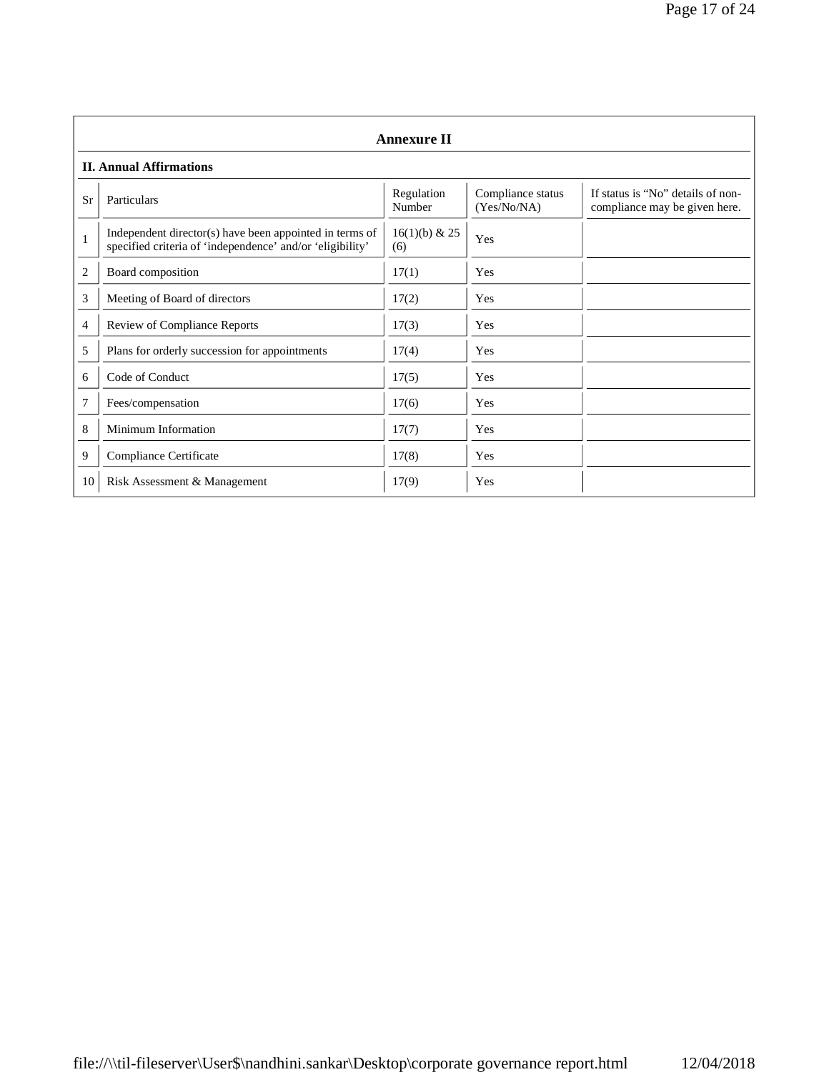## Annexure II

### II. Annual Affirmations

| Sr | Particulars | Regulation Number | Compliance status (Yes/No/NA) | If status is "No" details of non-compliance may be given here. |
|---|---|---|---|---|
| 1 | Independent director(s) have been appointed in terms of specified criteria of 'independence' and/or 'eligibility' | 16(1)(b) & 25 (6) | Yes | |
| 2 | Board composition | 17(1) | Yes | |
| 3 | Meeting of Board of directors | 17(2) | Yes | |
| 4 | Review of Compliance Reports | 17(3) | Yes | |
| 5 | Plans for orderly succession for appointments | 17(4) | Yes | |
| 6 | Code of Conduct | 17(5) | Yes | |
| 7 | Fees/compensation | 17(6) | Yes | |
| 8 | Minimum Information | 17(7) | Yes | |
| 9 | Compliance Certificate | 17(8) | Yes | |
| 10 | Risk Assessment & Management | 17(9) | Yes | |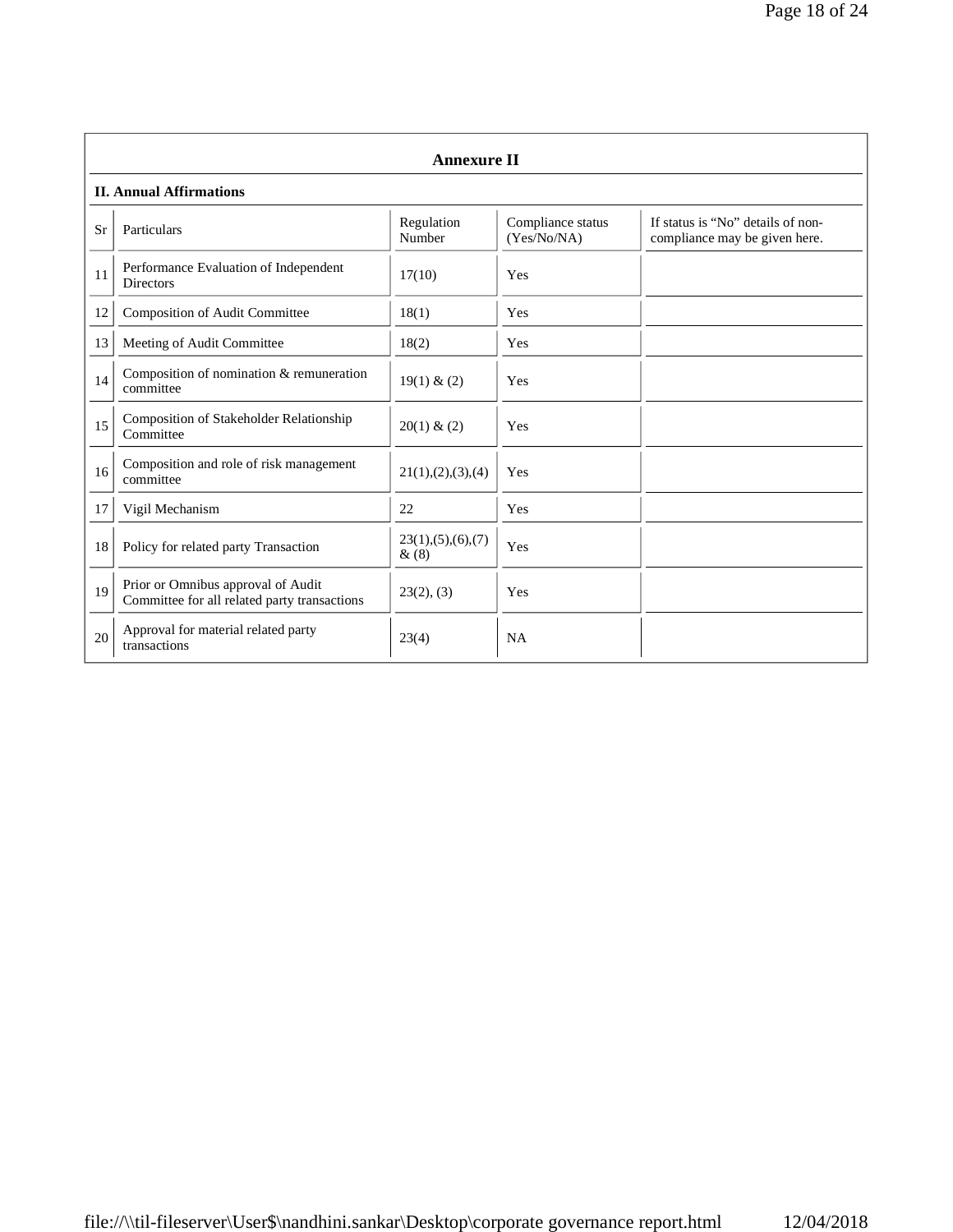## Annexure II

### II. Annual Affirmations

| Sr | Particulars | Regulation Number | Compliance status (Yes/No/NA) | If status is "No" details of non-compliance may be given here. |
|---|---|---|---|---|
| 11 | Performance Evaluation of Independent Directors | 17(10) | Yes | |
| 12 | Composition of Audit Committee | 18(1) | Yes | |
| 13 | Meeting of Audit Committee | 18(2) | Yes | |
| 14 | Composition of nomination & remuneration committee | 19(1) & (2) | Yes | |
| 15 | Composition of Stakeholder Relationship Committee | 20(1) & (2) | Yes | |
| 16 | Composition and role of risk management committee | 21(1),(2),(3),(4) | Yes | |
| 17 | Vigil Mechanism | 22 | Yes | |
| 18 | Policy for related party Transaction | 23(1),(5),(6),(7) & (8) | Yes | |
| 19 | Prior or Omnibus approval of Audit Committee for all related party transactions | 23(2), (3) | Yes | |
| 20 | Approval for material related party transactions | 23(4) | NA | |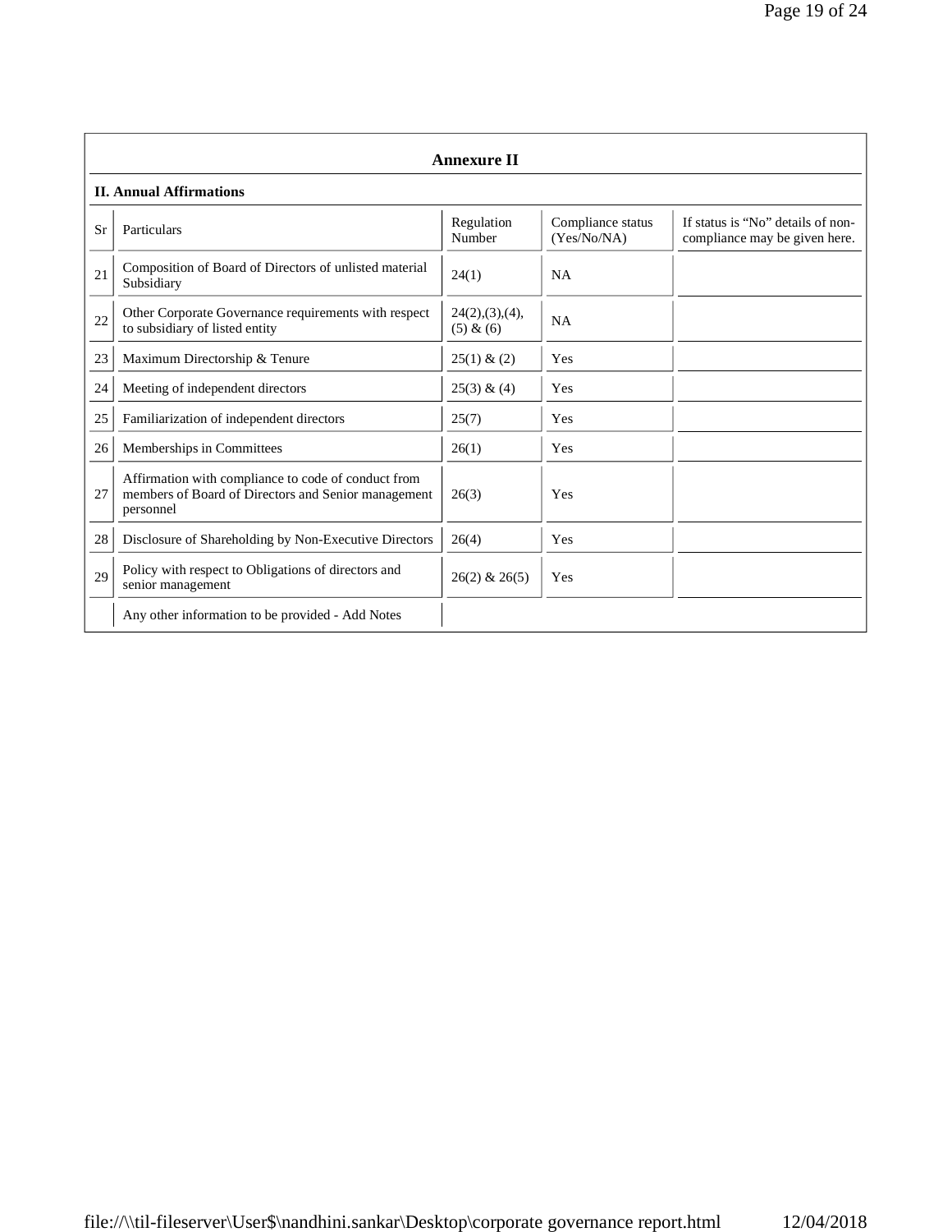## Annexure II

### II. Annual Affirmations

| Sr | Particulars | Regulation Number | Compliance status (Yes/No/NA) | If status is "No" details of non-compliance may be given here. |
|---|---|---|---|---|
| 21 | Composition of Board of Directors of unlisted material Subsidiary | 24(1) | NA | |
| 22 | Other Corporate Governance requirements with respect to subsidiary of listed entity | 24(2),(3),(4),(5) & (6) | NA | |
| 23 | Maximum Directorship & Tenure | 25(1) & (2) | Yes | |
| 24 | Meeting of independent directors | 25(3) & (4) | Yes | |
| 25 | Familiarization of independent directors | 25(7) | Yes | |
| 26 | Memberships in Committees | 26(1) | Yes | |
| 27 | Affirmation with compliance to code of conduct from members of Board of Directors and Senior management personnel | 26(3) | Yes | |
| 28 | Disclosure of Shareholding by Non-Executive Directors | 26(4) | Yes | |
| 29 | Policy with respect to Obligations of directors and senior management | 26(2) & 26(5) | Yes | |
| | Any other information to be provided - Add Notes | | | |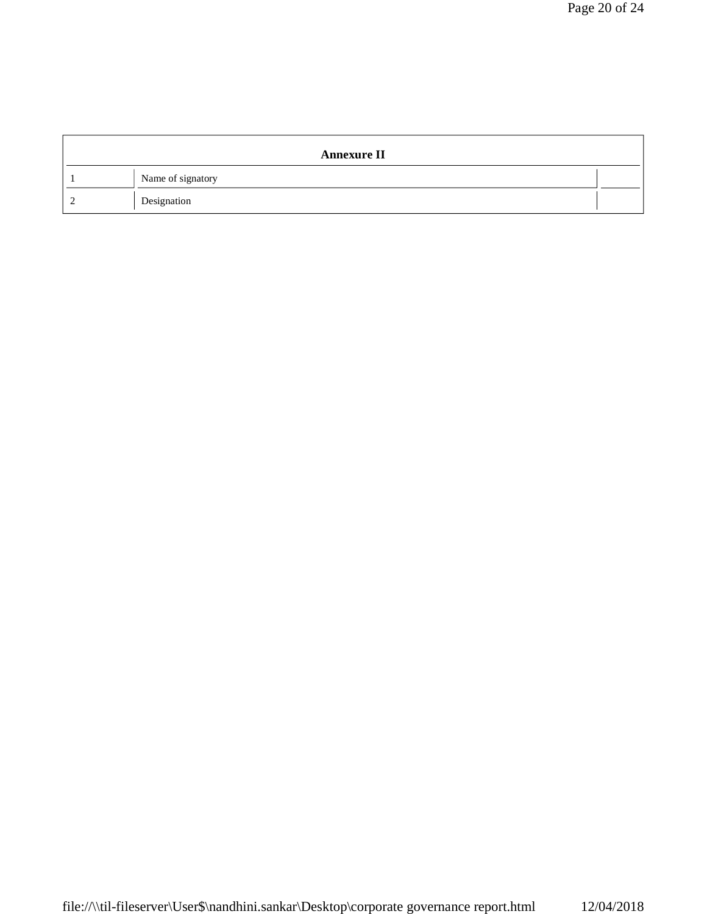| Annexure II | | |
|---|---|---|
| 1 | Name of signatory | |
| 2 | Designation | |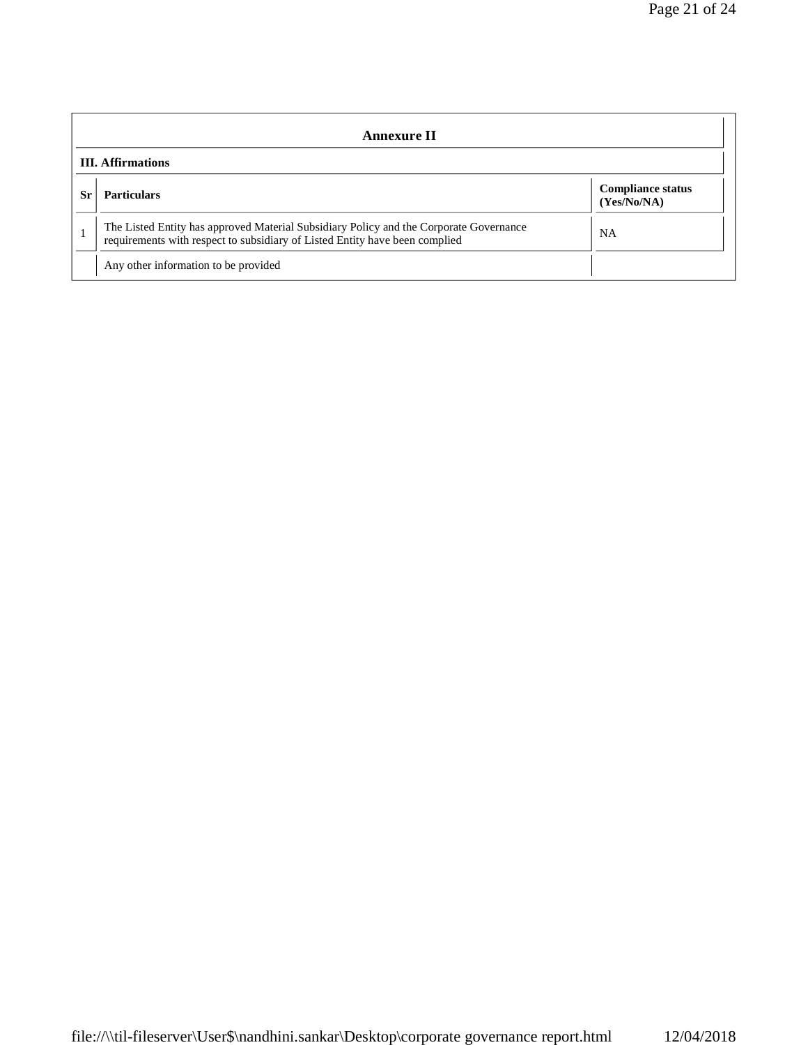## Annexure II

### III. Affirmations

| Sr | Particulars | Compliance status (Yes/No/NA) |
| --- | --- | --- |
| 1 | The Listed Entity has approved Material Subsidiary Policy and the Corporate Governance requirements with respect to subsidiary of Listed Entity have been complied | NA |
| | Any other information to be provided | |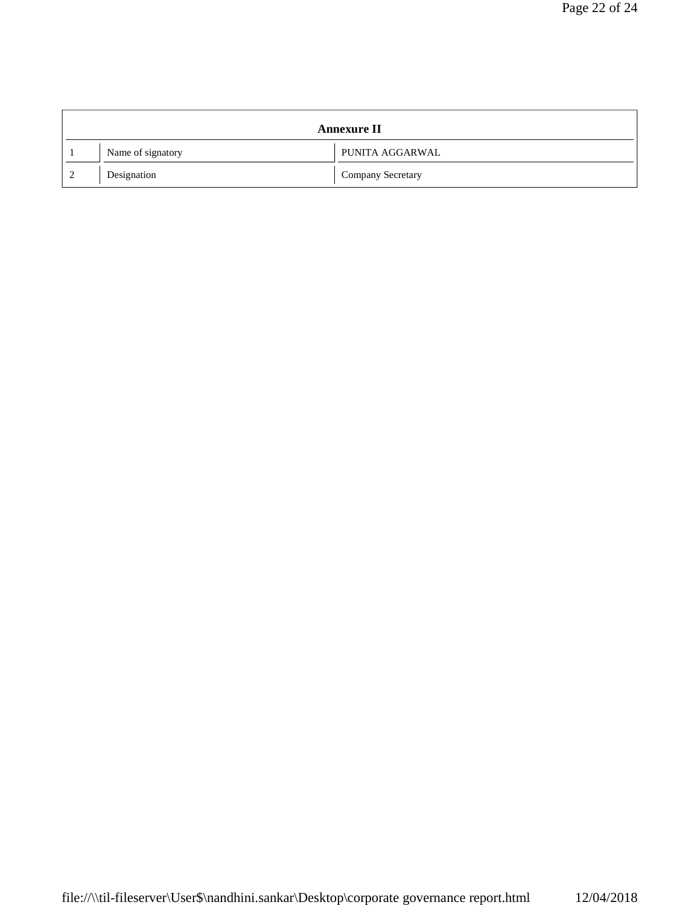| Annexure II | | |
|---|---|---|
| 1 | Name of signatory | PUNITA AGGARWAL |
| 2 | Designation | Company Secretary |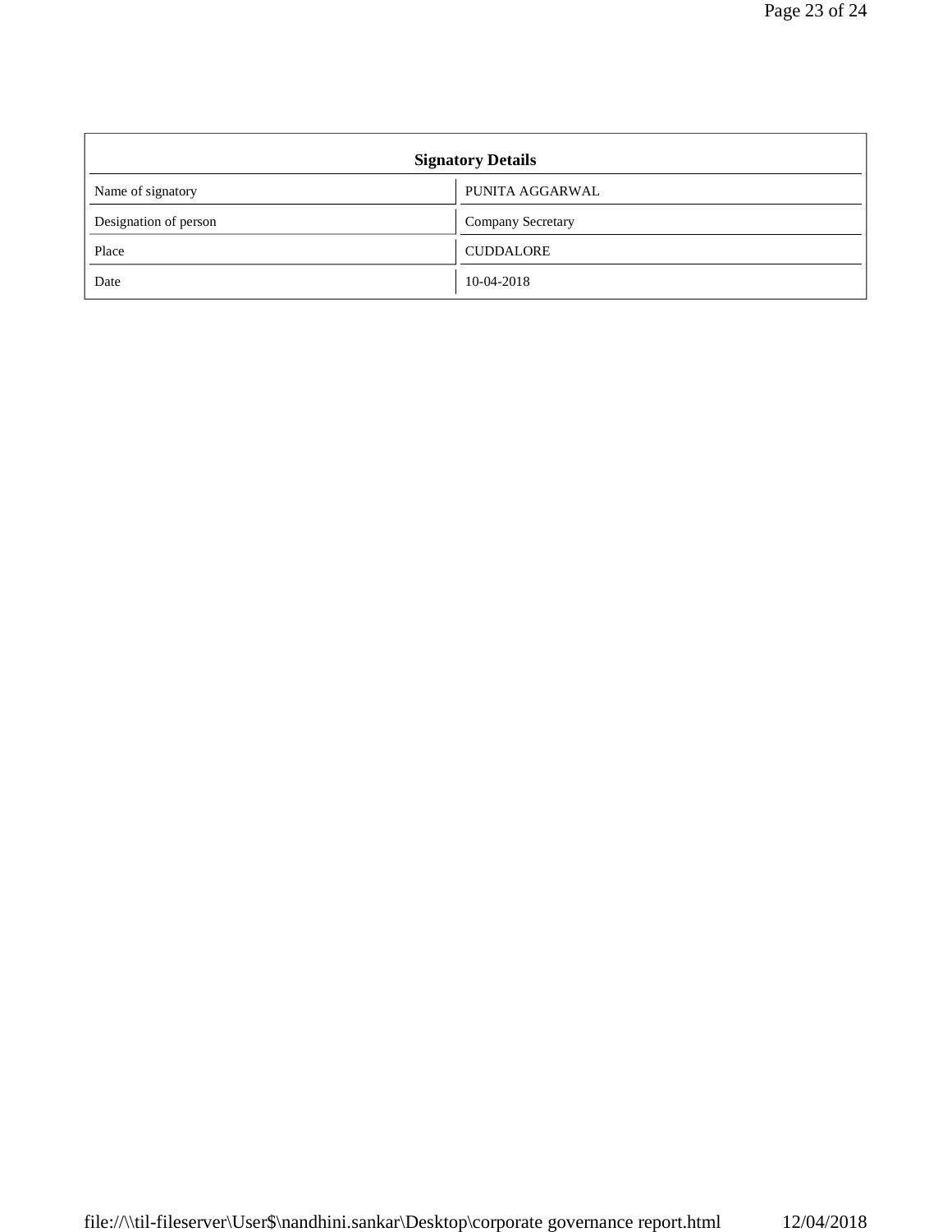| Signatory Details | |
|---|---|
| Name of signatory | PUNITA AGGARWAL |
| Designation of person | Company Secretary |
| Place | CUDDALORE |
| Date | 10-04-2018 |